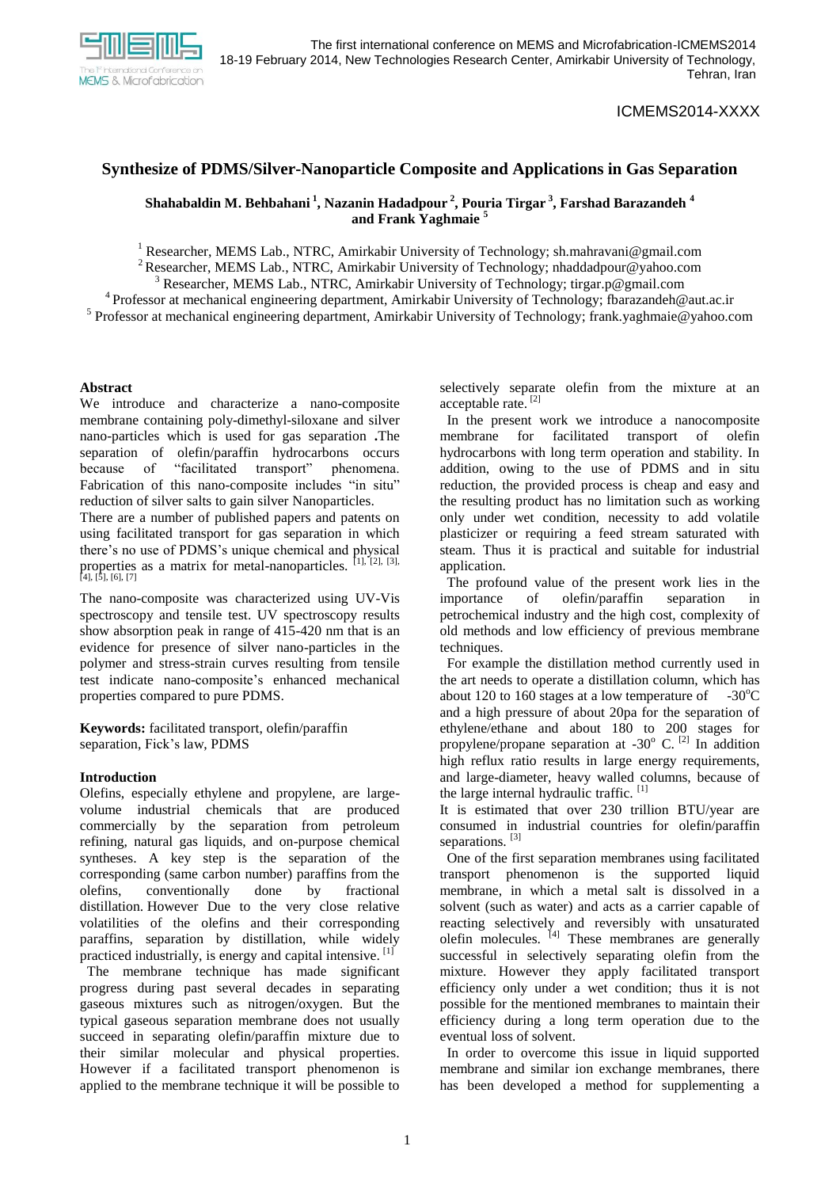# Synthesize of PDMS/Silver-Nanoparticle Composite and Applications in Gas Separation

**Shahabaldin M. Behbahani [1], Nazanin Hadadpour [2], Pouria Tirgar [3], Farshad Barazandeh [4] and Frank Yaghmaie [5]**

[1] Researcher, MEMS Lab., NTRC, Amirkabir University of Technology; sh.mahravani@gmail.com
[2] Researcher, MEMS Lab., NTRC, Amirkabir University of Technology; nhaddadpour@yahoo.com
[3] Researcher, MEMS Lab., NTRC, Amirkabir University of Technology; tirgar.p@gmail.com
[4] Professor at mechanical engineering department, Amirkabir University of Technology; fbarazandeh@aut.ac.ir
[5] Professor at mechanical engineering department, Amirkabir University of Technology; frank.yaghmaie@yahoo.com

## Abstract

We introduce and characterize a nano-composite membrane containing poly-dimethyl-siloxane and silver nano-particles which is used for gas separation .The separation of olefin/paraffin hydrocarbons occurs because of "facilitated transport" phenomena. Fabrication of this nano-composite includes "in situ" reduction of silver salts to gain silver Nanoparticles.

There are a number of published papers and patents on using facilitated transport for gas separation in which there's no use of PDMS's unique chemical and physical properties as a matrix for metal-nanoparticles. [1], [2], [3], [4], [5], [6], [7]

The nano-composite was characterized using UV-Vis spectroscopy and tensile test. UV spectroscopy results show absorption peak in range of 415-420 nm that is an evidence for presence of silver nano-particles in the polymer and stress-strain curves resulting from tensile test indicate nano-composite's enhanced mechanical properties compared to pure PDMS.

**Keywords:** facilitated transport, olefin/paraffin separation, Fick's law, PDMS

## Introduction

Olefins, especially ethylene and propylene, are large-volume industrial chemicals that are produced commercially by the separation from petroleum refining, natural gas liquids, and on-purpose chemical syntheses. A key step is the separation of the corresponding (same carbon number) paraffins from the olefins, conventionally done by fractional distillation. However Due to the very close relative volatilities of the olefins and their corresponding paraffins, separation by distillation, while widely practiced industrially, is energy and capital intensive. [1]

The membrane technique has made significant progress during past several decades in separating gaseous mixtures such as nitrogen/oxygen. But the typical gaseous separation membrane does not usually succeed in separating olefin/paraffin mixture due to their similar molecular and physical properties. However if a facilitated transport phenomenon is applied to the membrane technique it will be possible to selectively separate olefin from the mixture at an acceptable rate. [2]

In the present work we introduce a nanocomposite membrane for facilitated transport of olefin hydrocarbons with long term operation and stability. In addition, owing to the use of PDMS and in situ reduction, the provided process is cheap and easy and the resulting product has no limitation such as working only under wet condition, necessity to add volatile plasticizer or requiring a feed stream saturated with steam. Thus it is practical and suitable for industrial application.

The profound value of the present work lies in the importance of olefin/paraffin separation in petrochemical industry and the high cost, complexity of old methods and low efficiency of previous membrane techniques.

For example the distillation method currently used in the art needs to operate a distillation column, which has about 120 to 160 stages at a low temperature of $-30^{o}C$ and a high pressure of about 20pa for the separation of ethylene/ethane and about 180 to 200 stages for propylene/propane separation at $-30^{o}$ C. [2] In addition high reflux ratio results in large energy requirements, and large-diameter, heavy walled columns, because of the large internal hydraulic traffic. [1]

It is estimated that over 230 trillion BTU/year are consumed in industrial countries for olefin/paraffin separations. [3]

One of the first separation membranes using facilitated transport phenomenon is the supported liquid membrane, in which a metal salt is dissolved in a solvent (such as water) and acts as a carrier capable of reacting selectively and reversibly with unsaturated olefin molecules. [4] These membranes are generally successful in selectively separating olefin from the mixture. However they apply facilitated transport efficiency only under a wet condition; thus it is not possible for the mentioned membranes to maintain their efficiency during a long term operation due to the eventual loss of solvent.

In order to overcome this issue in liquid supported membrane and similar ion exchange membranes, there has been developed a method for supplementing a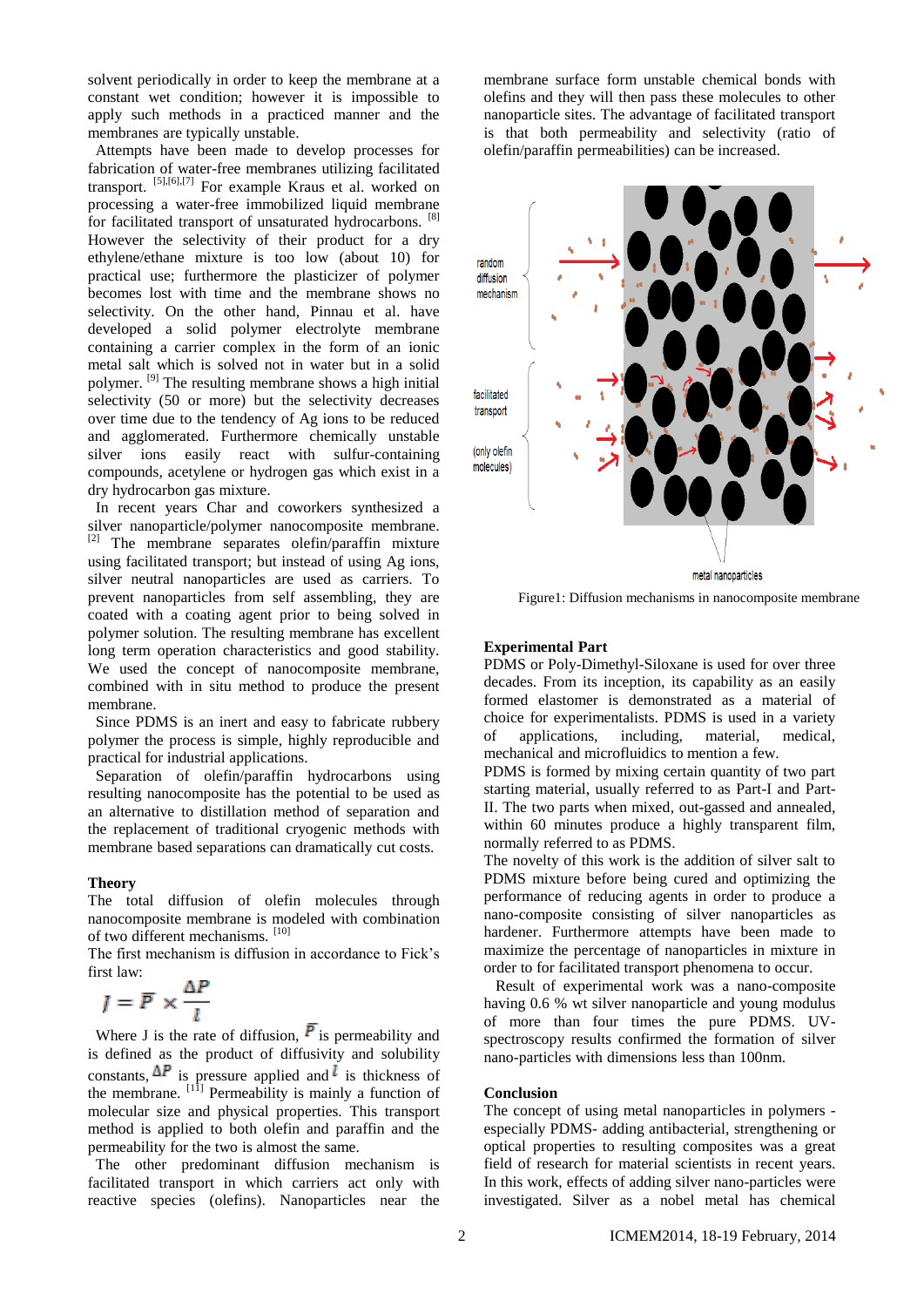solvent periodically in order to keep the membrane at a constant wet condition; however it is impossible to apply such methods in a practiced manner and the membranes are typically unstable.

Attempts have been made to develop processes for fabrication of water-free membranes utilizing facilitated transport. [5],[6],[7] For example Kraus et al. worked on processing a water-free immobilized liquid membrane for facilitated transport of unsaturated hydrocarbons. [8] However the selectivity of their product for a dry ethylene/ethane mixture is too low (about 10) for practical use; furthermore the plasticizer of polymer becomes lost with time and the membrane shows no selectivity. On the other hand, Pinnau et al. have developed a solid polymer electrolyte membrane containing a carrier complex in the form of an ionic metal salt which is solved not in water but in a solid polymer. [9] The resulting membrane shows a high initial selectivity (50 or more) but the selectivity decreases over time due to the tendency of Ag ions to be reduced and agglomerated. Furthermore chemically unstable silver ions easily react with sulfur-containing compounds, acetylene or hydrogen gas which exist in a dry hydrocarbon gas mixture.

In recent years Char and coworkers synthesized a silver nanoparticle/polymer nanocomposite membrane. [2] The membrane separates olefin/paraffin mixture using facilitated transport; but instead of using Ag ions, silver neutral nanoparticles are used as carriers. To prevent nanoparticles from self assembling, they are coated with a coating agent prior to being solved in polymer solution. The resulting membrane has excellent long term operation characteristics and good stability. We used the concept of nanocomposite membrane, combined with in situ method to produce the present membrane.

Since PDMS is an inert and easy to fabricate rubbery polymer the process is simple, highly reproducible and practical for industrial applications.

Separation of olefin/paraffin hydrocarbons using resulting nanocomposite has the potential to be used as an alternative to distillation method of separation and the replacement of traditional cryogenic methods with membrane based separations can dramatically cut costs.

**Theory**

The total diffusion of olefin molecules through nanocomposite membrane is modeled with combination of two different mechanisms. [10]

The first mechanism is diffusion in accordance to Fick's first law:

$$J = \bar{P} \times \frac{\Delta P}{l}$$

Where J is the rate of diffusion, $\bar{P}$ is permeability and is defined as the product of diffusivity and solubility constants, $\Delta P$ is pressure applied and $l$ is thickness of the membrane. [11] Permeability is mainly a function of molecular size and physical properties. This transport method is applied to both olefin and paraffin and the permeability for the two is almost the same.

The other predominant diffusion mechanism is facilitated transport in which carriers act only with reactive species (olefins). Nanoparticles near the membrane surface form unstable chemical bonds with olefins and they will then pass these molecules to other nanoparticle sites. The advantage of facilitated transport is that both permeability and selectivity (ratio of olefin/paraffin permeabilities) can be increased.

random diffusion mechanism

facilitated transport (only olefin molecules)

metal nanoparticles

Figure1: Diffusion mechanisms in nanocomposite membrane

**Experimental Part**

PDMS or Poly-Dimethyl-Siloxane is used for over three decades. From its inception, its capability as an easily formed elastomer is demonstrated as a material of choice for experimentalists. PDMS is used in a variety of applications, including, material, medical, mechanical and microfluidics to mention a few.

PDMS is formed by mixing certain quantity of two part starting material, usually referred to as Part-I and Part-II. The two parts when mixed, out-gassed and annealed, within 60 minutes produce a highly transparent film, normally referred to as PDMS.

The novelty of this work is the addition of silver salt to PDMS mixture before being cured and optimizing the performance of reducing agents in order to produce a nano-composite consisting of silver nanoparticles as hardener. Furthermore attempts have been made to maximize the percentage of nanoparticles in mixture in order to for facilitated transport phenomena to occur.

Result of experimental work was a nano-composite having 0.6 % wt silver nanoparticle and young modulus of more than four times the pure PDMS. UV-spectroscopy results confirmed the formation of silver nano-particles with dimensions less than 100nm.

**Conclusion**

The concept of using metal nanoparticles in polymers - especially PDMS- adding antibacterial, strengthening or optical properties to resulting composites was a great field of research for material scientists in recent years. In this work, effects of adding silver nano-particles were investigated. Silver as a nobel metal has chemical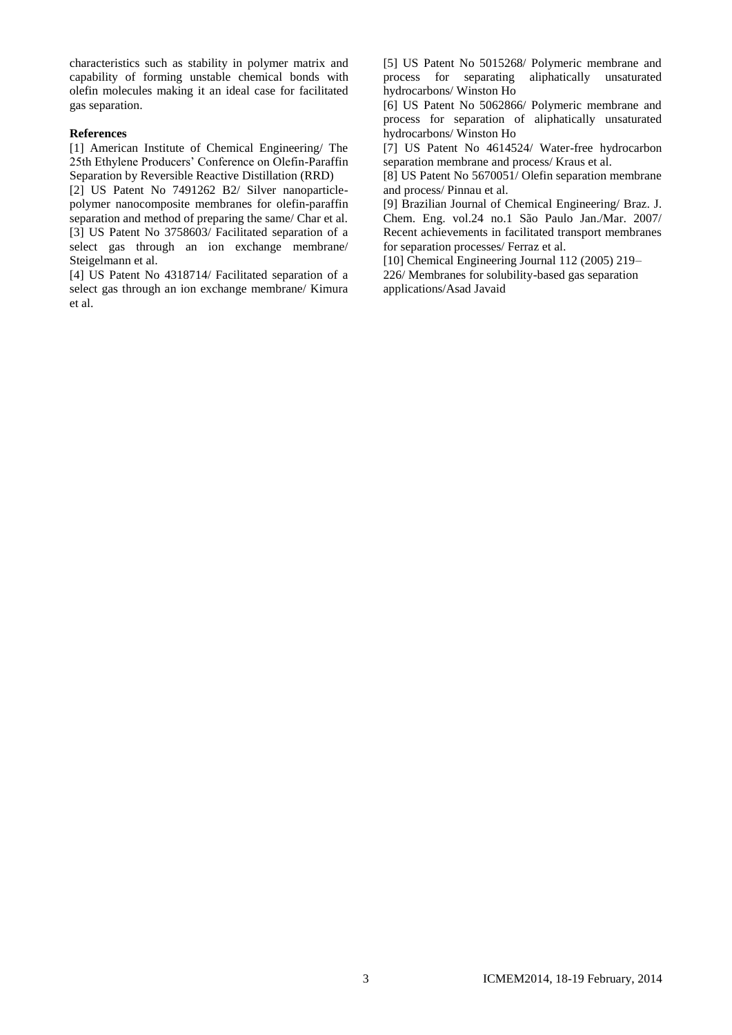characteristics such as stability in polymer matrix and capability of forming unstable chemical bonds with olefin molecules making it an ideal case for facilitated gas separation.

**References**

[1] American Institute of Chemical Engineering/ The 25th Ethylene Producers' Conference on Olefin-Paraffin Separation by Reversible Reactive Distillation (RRD)

[2] US Patent No 7491262 B2/ Silver nanoparticle-polymer nanocomposite membranes for olefin-paraffin separation and method of preparing the same/ Char et al.

[3] US Patent No 3758603/ Facilitated separation of a select gas through an ion exchange membrane/ Steigelmann et al.

[4] US Patent No 4318714/ Facilitated separation of a select gas through an ion exchange membrane/ Kimura et al.

[5] US Patent No 5015268/ Polymeric membrane and process for separating aliphatically unsaturated hydrocarbons/ Winston Ho

[6] US Patent No 5062866/ Polymeric membrane and process for separation of aliphatically unsaturated hydrocarbons/ Winston Ho

[7] US Patent No 4614524/ Water-free hydrocarbon separation membrane and process/ Kraus et al.

[8] US Patent No 5670051/ Olefin separation membrane and process/ Pinnau et al.

[9] Brazilian Journal of Chemical Engineering/ Braz. J. Chem. Eng. vol.24 no.1 São Paulo Jan./Mar. 2007/ Recent achievements in facilitated transport membranes for separation processes/ Ferraz et al.

[10] Chemical Engineering Journal 112 (2005) 219–226/ Membranes for solubility-based gas separation applications/Asad Javaid